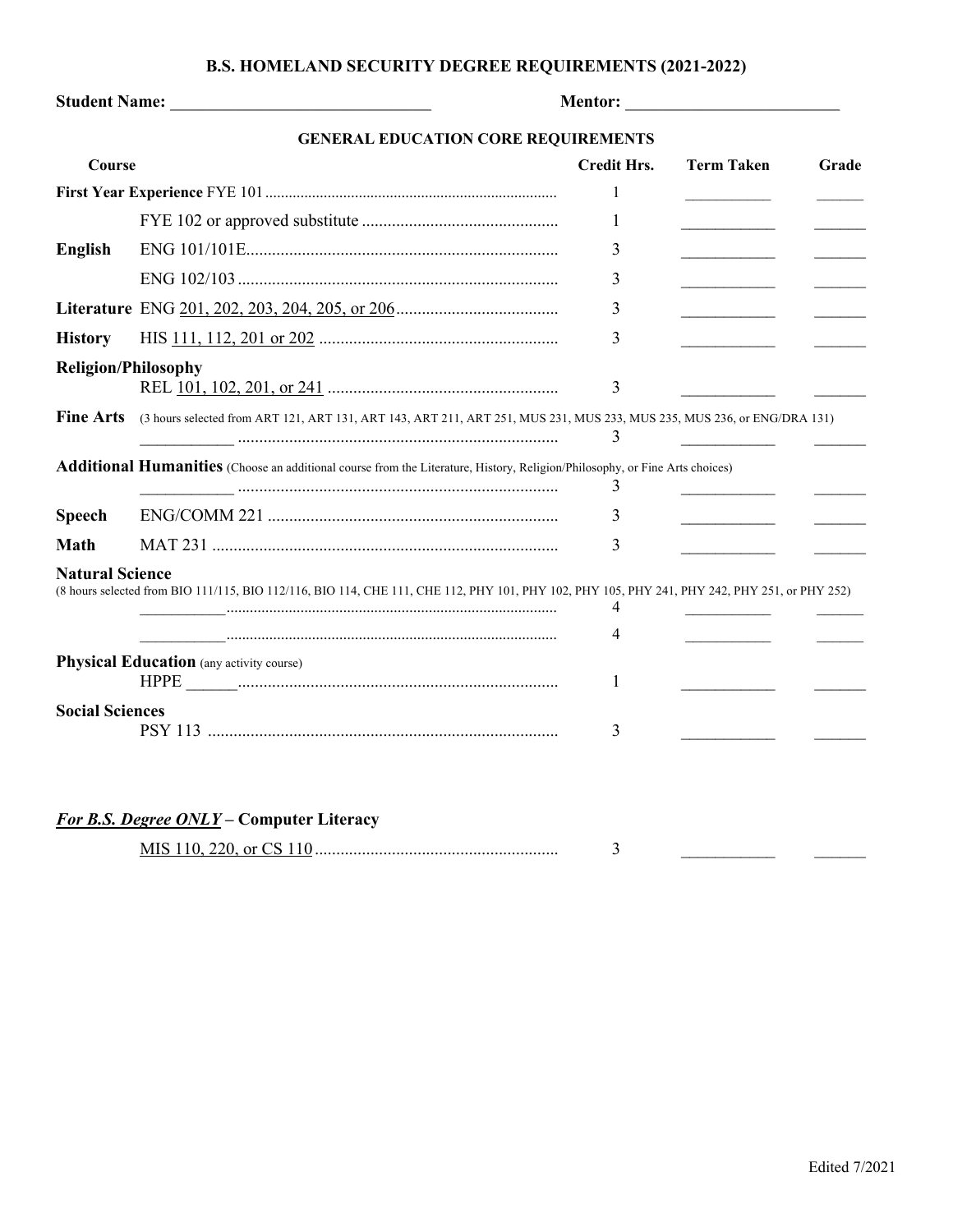# B.S. HOMELAND SECURITY DEGREE REQUIREMENTS (2021-2022)

**Student Name:** ______________________________ **Mentor:** _________________________

## GENERAL EDUCATION CORE REQUIREMENTS

| Course | | Credit Hrs. | Term Taken | Grade |
|---|---|---|---|---|
| **First Year Experience** | FYE 101 | 1 | ___________ | ______ |
| | FYE 102 or approved substitute | 1 | ___________ | ______ |
| **English** | ENG 101/101E | 3 | ___________ | ______ |
| | ENG 102/103 | 3 | ___________ | ______ |
| **Literature** | ENG 201, 202, 203, 204, 205, or 206 | 3 | ___________ | ______ |
| **History** | HIS 111, 112, 201 or 202 | 3 | ___________ | ______ |
| **Religion/Philosophy** | REL 101, 102, 201, or 241 | 3 | ___________ | ______ |
| **Fine Arts** (3 hours selected from ART 121, ART 131, ART 143, ART 211, ART 251, MUS 231, MUS 233, MUS 235, MUS 236, or ENG/DRA 131) | ___________ | 3 | ___________ | ______ |
| **Additional Humanities** (Choose an additional course from the Literature, History, Religion/Philosophy, or Fine Arts choices) | ___________ | 3 | ___________ | ______ |
| **Speech** | ENG/COMM 221 | 3 | ___________ | ______ |
| **Math** | MAT 231 | 3 | ___________ | ______ |
| **Natural Science** (8 hours selected from BIO 111/115, BIO 112/116, BIO 114, CHE 111, CHE 112, PHY 101, PHY 102, PHY 105, PHY 241, PHY 242, PHY 251, or PHY 252) | ___________ | 4 | ___________ | ______ |
| | ___________ | 4 | ___________ | ______ |
| **Physical Education** (any activity course) | HPPE ______ | 1 | ___________ | ______ |
| **Social Sciences** | PSY 113 | 3 | ___________ | ______ |

***For B.S. Degree ONLY*** **– Computer Literacy**

| Course | Credit Hrs. | Term Taken | Grade |
|---|---|---|---|
| MIS 110, 220, or CS 110 | 3 | ___________ | ______ |

Edited 7/2021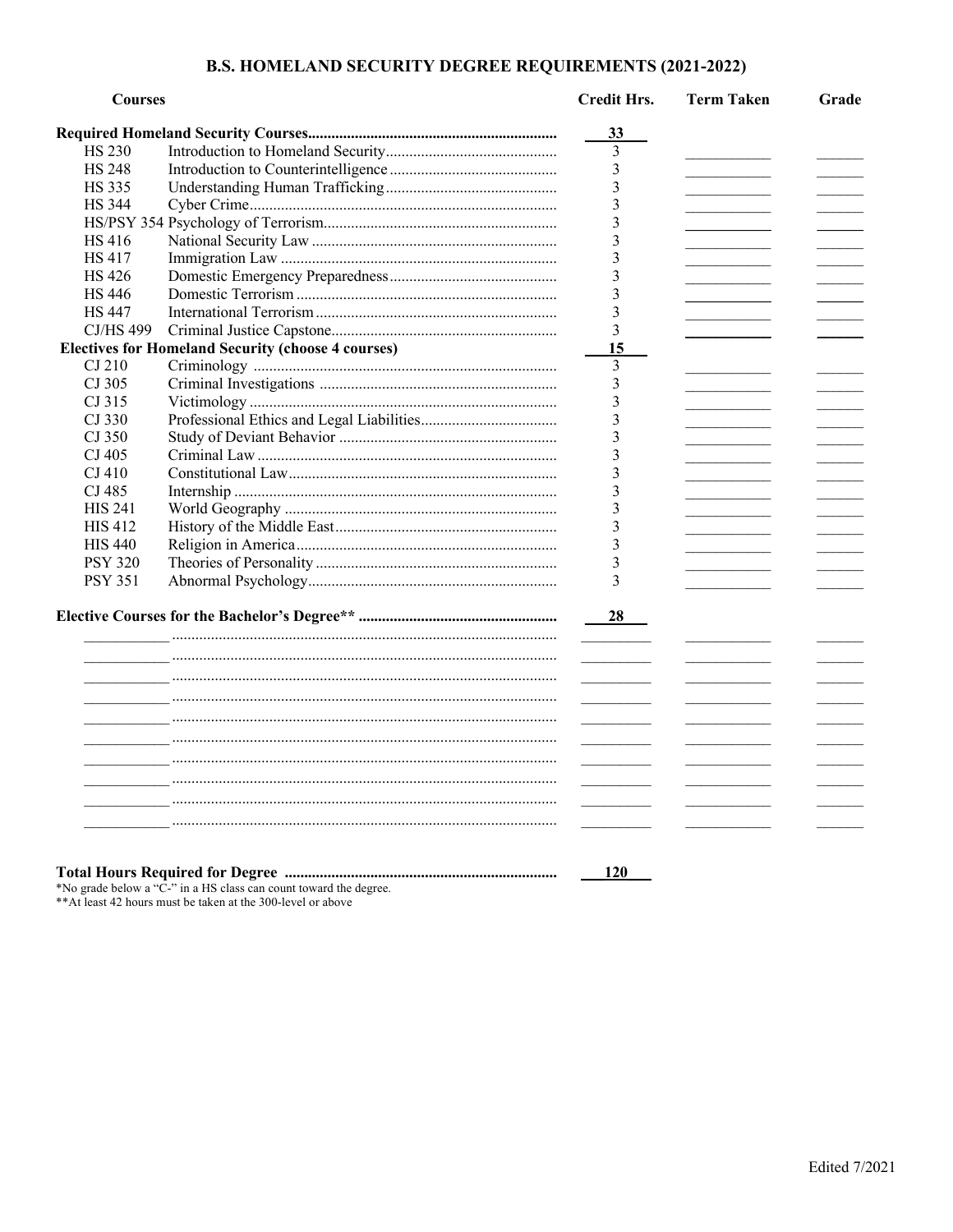# B.S. HOMELAND SECURITY DEGREE REQUIREMENTS (2021-2022)

| Courses | | Credit Hrs. | Term Taken | Grade |
|---|---|---|---|---|
| **Required Homeland Security Courses** | | **33** | | |
| HS 230 | Introduction to Homeland Security | 3 | | |
| HS 248 | Introduction to Counterintelligence | 3 | | |
| HS 335 | Understanding Human Trafficking | 3 | | |
| HS 344 | Cyber Crime | 3 | | |
| HS/PSY 354 | Psychology of Terrorism | 3 | | |
| HS 416 | National Security Law | 3 | | |
| HS 417 | Immigration Law | 3 | | |
| HS 426 | Domestic Emergency Preparedness | 3 | | |
| HS 446 | Domestic Terrorism | 3 | | |
| HS 447 | International Terrorism | 3 | | |
| CJ/HS 499 | Criminal Justice Capstone | 3 | | |
| **Electives for Homeland Security (choose 4 courses)** | | **15** | | |
| CJ 210 | Criminology | 3 | | |
| CJ 305 | Criminal Investigations | 3 | | |
| CJ 315 | Victimology | 3 | | |
| CJ 330 | Professional Ethics and Legal Liabilities | 3 | | |
| CJ 350 | Study of Deviant Behavior | 3 | | |
| CJ 405 | Criminal Law | 3 | | |
| CJ 410 | Constitutional Law | 3 | | |
| CJ 485 | Internship | 3 | | |
| HIS 241 | World Geography | 3 | | |
| HIS 412 | History of the Middle East | 3 | | |
| HIS 440 | Religion in America | 3 | | |
| PSY 320 | Theories of Personality | 3 | | |
| PSY 351 | Abnormal Psychology | 3 | | |
| **Elective Courses for the Bachelor's Degree**** | | **28** | | |
| | | | | |
| | | | | |
| | | | | |
| | | | | |
| | | | | |
| | | | | |
| | | | | |
| | | | | |
| | | | | |
| | | | | |
| **Total Hours Required for Degree** | | **120** | | |

*No grade below a "C-" in a HS class can count toward the degree.
**At least 42 hours must be taken at the 300-level or above

Edited 7/2021